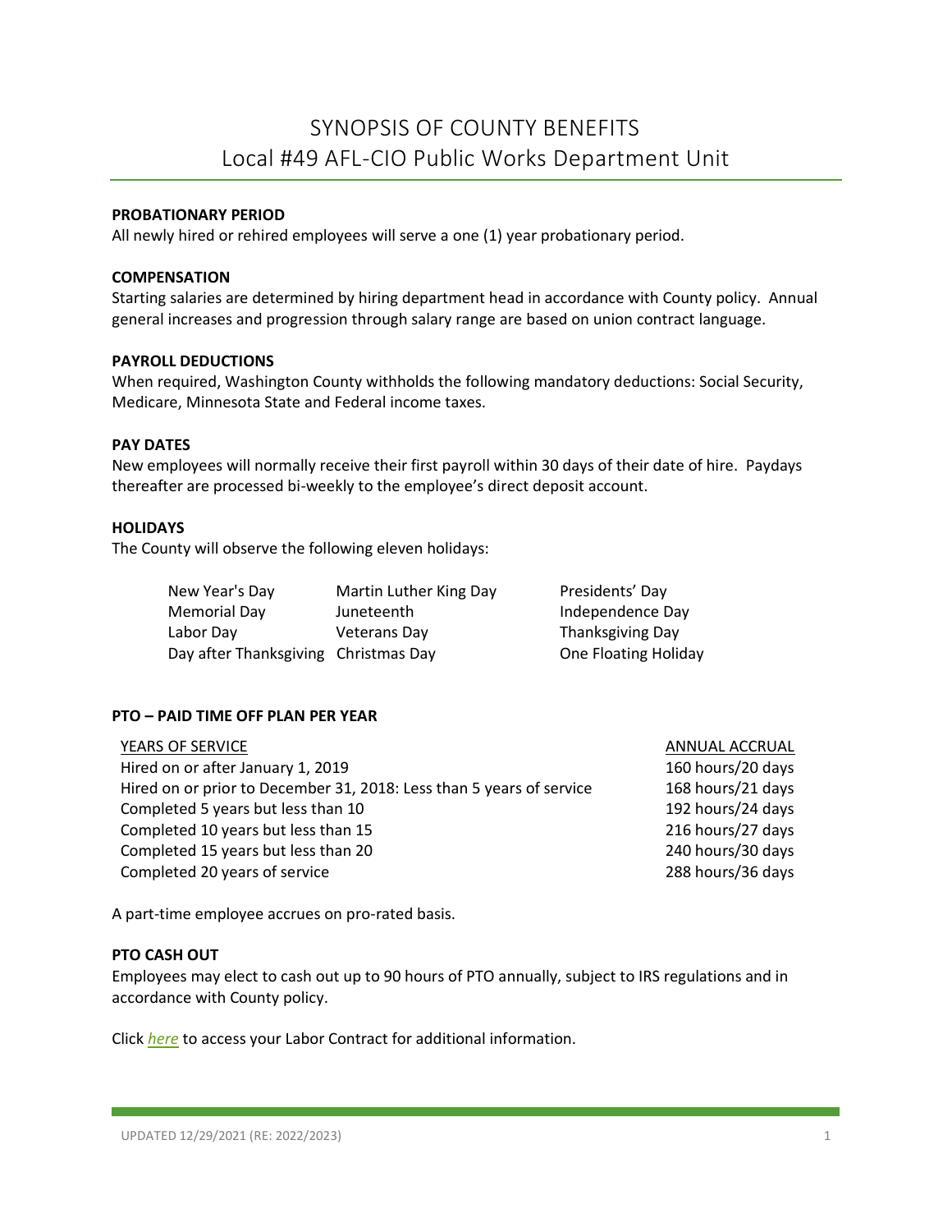# SYNOPSIS OF COUNTY BENEFITS
## Local #49 AFL-CIO Public Works Department Unit

**PROBATIONARY PERIOD**

All newly hired or rehired employees will serve a one (1) year probationary period.

**COMPENSATION**

Starting salaries are determined by hiring department head in accordance with County policy. Annual general increases and progression through salary range are based on union contract language.

**PAYROLL DEDUCTIONS**

When required, Washington County withholds the following mandatory deductions: Social Security, Medicare, Minnesota State and Federal income taxes.

**PAY DATES**

New employees will normally receive their first payroll within 30 days of their date of hire. Paydays thereafter are processed bi-weekly to the employee's direct deposit account.

**HOLIDAYS**

The County will observe the following eleven holidays:

| | | |
|---|---|---|
| New Year's Day | Martin Luther King Day | Presidents' Day |
| Memorial Day | Juneteenth | Independence Day |
| Labor Day | Veterans Day | Thanksgiving Day |
| Day after Thanksgiving | Christmas Day | One Floating Holiday |

**PTO – PAID TIME OFF PLAN PER YEAR**

| YEARS OF SERVICE | ANNUAL ACCRUAL |
|---|---|
| Hired on or after January 1, 2019 | 160 hours/20 days |
| Hired on or prior to December 31, 2018: Less than 5 years of service | 168 hours/21 days |
| Completed 5 years but less than 10 | 192 hours/24 days |
| Completed 10 years but less than 15 | 216 hours/27 days |
| Completed 15 years but less than 20 | 240 hours/30 days |
| Completed 20 years of service | 288 hours/36 days |

A part-time employee accrues on pro-rated basis.

**PTO CASH OUT**

Employees may elect to cash out up to 90 hours of PTO annually, subject to IRS regulations and in accordance with County policy.

Click *here* to access your Labor Contract for additional information.

UPDATED 12/29/2021 (RE: 2022/2023)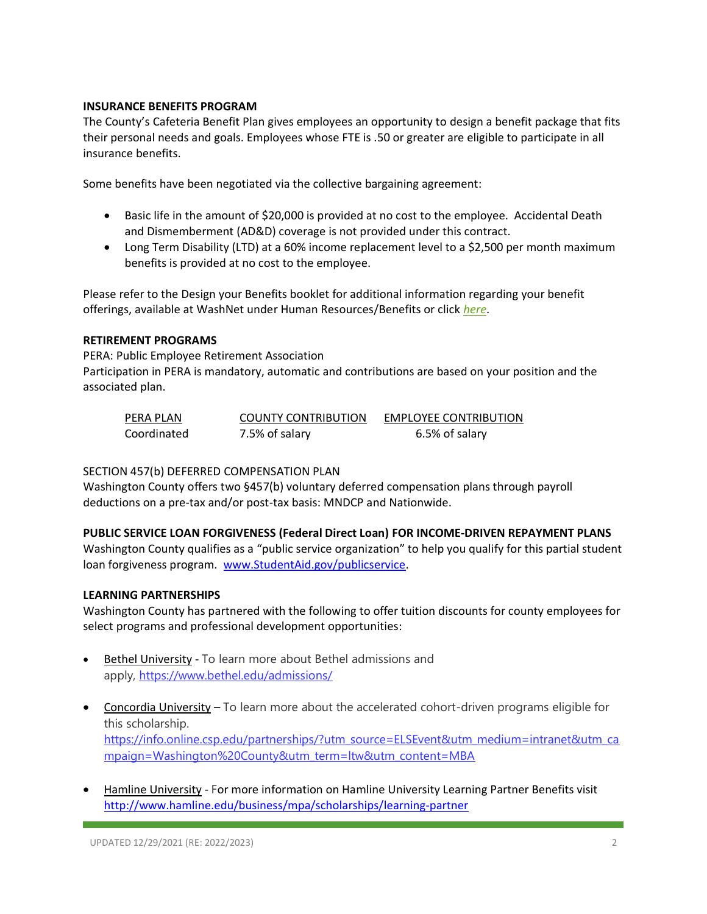**INSURANCE BENEFITS PROGRAM**
The County's Cafeteria Benefit Plan gives employees an opportunity to design a benefit package that fits their personal needs and goals. Employees whose FTE is .50 or greater are eligible to participate in all insurance benefits.

Some benefits have been negotiated via the collective bargaining agreement:

- Basic life in the amount of $20,000 is provided at no cost to the employee. Accidental Death and Dismemberment (AD&D) coverage is not provided under this contract.
- Long Term Disability (LTD) at a 60% income replacement level to a $2,500 per month maximum benefits is provided at no cost to the employee.

Please refer to the Design your Benefits booklet for additional information regarding your benefit offerings, available at WashNet under Human Resources/Benefits or click *here*.

**RETIREMENT PROGRAMS**
PERA: Public Employee Retirement Association
Participation in PERA is mandatory, automatic and contributions are based on your position and the associated plan.

| PERA PLAN | COUNTY CONTRIBUTION | EMPLOYEE CONTRIBUTION |
|---|---|---|
| Coordinated | 7.5% of salary | 6.5% of salary |

SECTION 457(b) DEFERRED COMPENSATION PLAN
Washington County offers two §457(b) voluntary deferred compensation plans through payroll deductions on a pre-tax and/or post-tax basis: MNDCP and Nationwide.

**PUBLIC SERVICE LOAN FORGIVENESS (Federal Direct Loan) FOR INCOME-DRIVEN REPAYMENT PLANS**
Washington County qualifies as a "public service organization" to help you qualify for this partial student loan forgiveness program. www.StudentAid.gov/publicservice.

**LEARNING PARTNERSHIPS**
Washington County has partnered with the following to offer tuition discounts for county employees for select programs and professional development opportunities:

- Bethel University - To learn more about Bethel admissions and apply, https://www.bethel.edu/admissions/

- Concordia University – To learn more about the accelerated cohort-driven programs eligible for this scholarship. https://info.online.csp.edu/partnerships/?utm_source=ELSEvent&utm_medium=intranet&utm_campaign=Washington%20County&utm_term=ltw&utm_content=MBA

- Hamline University - For more information on Hamline University Learning Partner Benefits visit http://www.hamline.edu/business/mpa/scholarships/learning-partner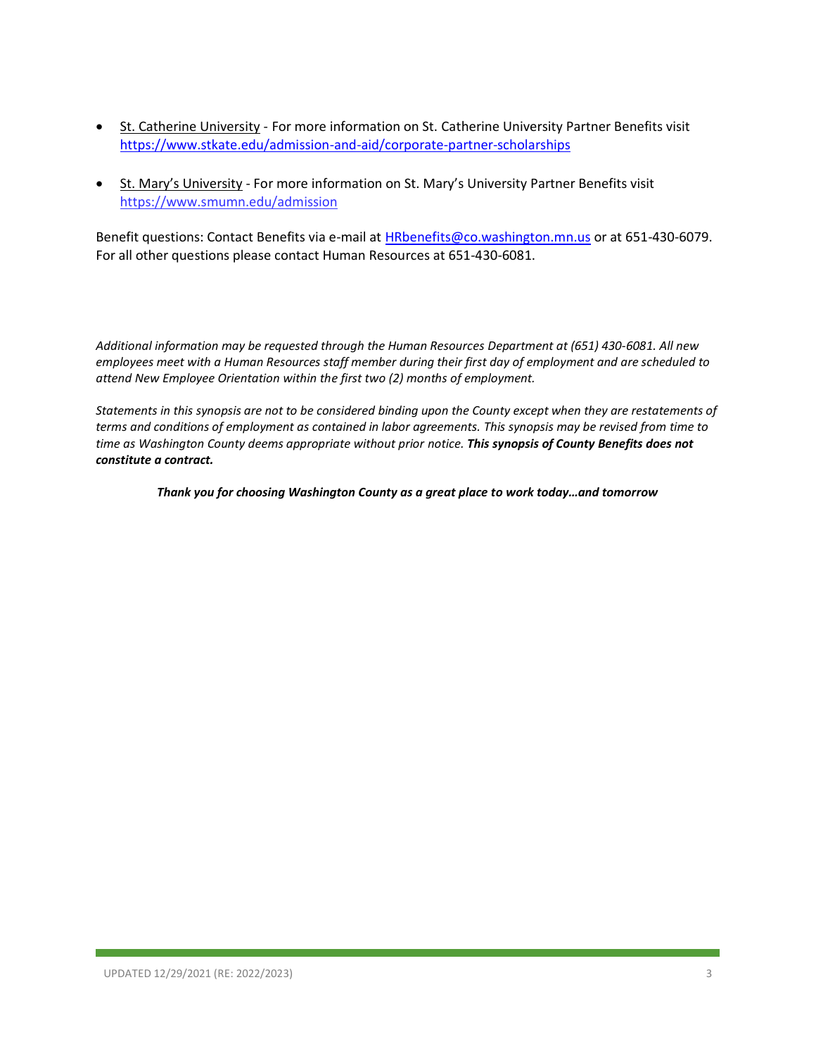- St. Catherine University - For more information on St. Catherine University Partner Benefits visit https://www.stkate.edu/admission-and-aid/corporate-partner-scholarships

- St. Mary's University - For more information on St. Mary's University Partner Benefits visit https://www.smumn.edu/admission

Benefit questions: Contact Benefits via e-mail at HRbenefits@co.washington.mn.us or at 651-430-6079. For all other questions please contact Human Resources at 651-430-6081.

*Additional information may be requested through the Human Resources Department at (651) 430-6081. All new employees meet with a Human Resources staff member during their first day of employment and are scheduled to attend New Employee Orientation within the first two (2) months of employment.*

*Statements in this synopsis are not to be considered binding upon the County except when they are restatements of terms and conditions of employment as contained in labor agreements. This synopsis may be revised from time to time as Washington County deems appropriate without prior notice.* ***This synopsis of County Benefits does not constitute a contract.***

***Thank you for choosing Washington County as a great place to work today…and tomorrow***

UPDATED 12/29/2021 (RE: 2022/2023)